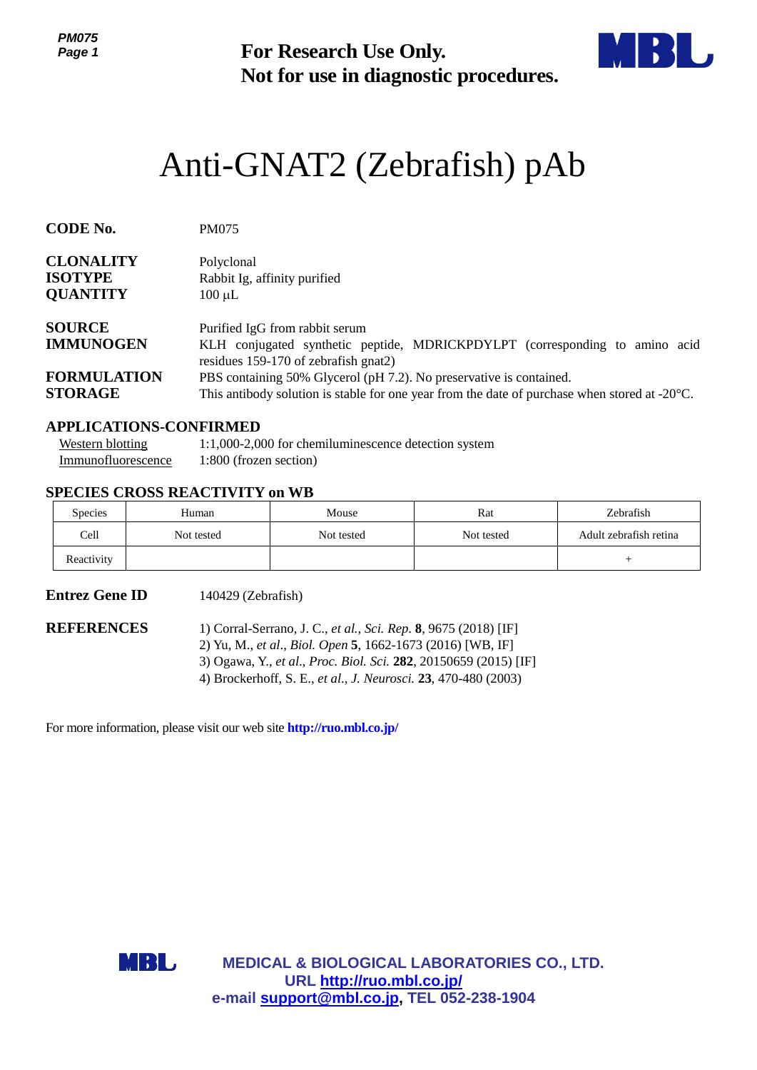**For Research Use Only.**
**Not for use in diagnostic procedures.**

# Anti-GNAT2 (Zebrafish) pAb

**CODE No.** PM075

**CLONALITY** Polyclonal
**ISOTYPE** Rabbit Ig, affinity purified
**QUANTITY** 100 µL

**SOURCE** Purified IgG from rabbit serum
**IMMUNOGEN** KLH conjugated synthetic peptide, MDRICKPDYLPT (corresponding to amino acid residues 159-170 of zebrafish gnat2)
**FORMULATION** PBS containing 50% Glycerol (pH 7.2). No preservative is contained.
**STORAGE** This antibody solution is stable for one year from the date of purchase when stored at -20°C.

## APPLICATIONS-CONFIRMED

Western blotting 1:1,000-2,000 for chemiluminescence detection system
Immunofluorescence 1:800 (frozen section)

## SPECIES CROSS REACTIVITY on WB

| Species | Human | Mouse | Rat | Zebrafish |
|---|---|---|---|---|
| Cell | Not tested | Not tested | Not tested | Adult zebrafish retina |
| Reactivity | | | | + |

**Entrez Gene ID** 140429 (Zebrafish)

**REFERENCES**
1) Corral-Serrano, J. C., *et al., Sci. Rep.* **8**, 9675 (2018) [IF]
2) Yu, M., *et al., Biol. Open* **5**, 1662-1673 (2016) [WB, IF]
3) Ogawa, Y., *et al., Proc. Biol. Sci.* **282**, 20150659 (2015) [IF]
4) Brockerhoff, S. E., *et al., J. Neurosci.* **23**, 470-480 (2003)

For more information, please visit our web site **http://ruo.mbl.co.jp/**

**MEDICAL & BIOLOGICAL LABORATORIES CO., LTD.**
**URL http://ruo.mbl.co.jp/**
**e-mail support@mbl.co.jp, TEL 052-238-1904**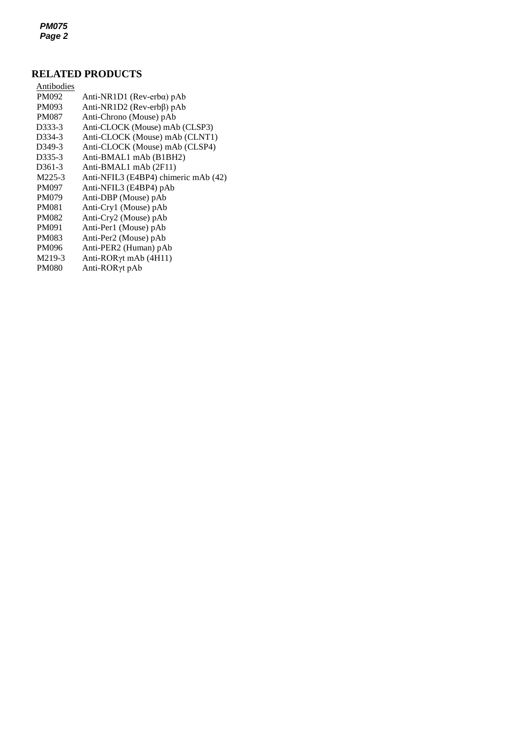## RELATED PRODUCTS

Antibodies

| | |
|---|---|
| PM092 | Anti-NR1D1 (Rev-erbα) pAb |
| PM093 | Anti-NR1D2 (Rev-erbβ) pAb |
| PM087 | Anti-Chrono (Mouse) pAb |
| D333-3 | Anti-CLOCK (Mouse) mAb (CLSP3) |
| D334-3 | Anti-CLOCK (Mouse) mAb (CLNT1) |
| D349-3 | Anti-CLOCK (Mouse) mAb (CLSP4) |
| D335-3 | Anti-BMAL1 mAb (B1BH2) |
| D361-3 | Anti-BMAL1 mAb (2F11) |
| M225-3 | Anti-NFIL3 (E4BP4) chimeric mAb (42) |
| PM097 | Anti-NFIL3 (E4BP4) pAb |
| PM079 | Anti-DBP (Mouse) pAb |
| PM081 | Anti-Cry1 (Mouse) pAb |
| PM082 | Anti-Cry2 (Mouse) pAb |
| PM091 | Anti-Per1 (Mouse) pAb |
| PM083 | Anti-Per2 (Mouse) pAb |
| PM096 | Anti-PER2 (Human) pAb |
| M219-3 | Anti-RORγt mAb (4H11) |
| PM080 | Anti-RORγt pAb |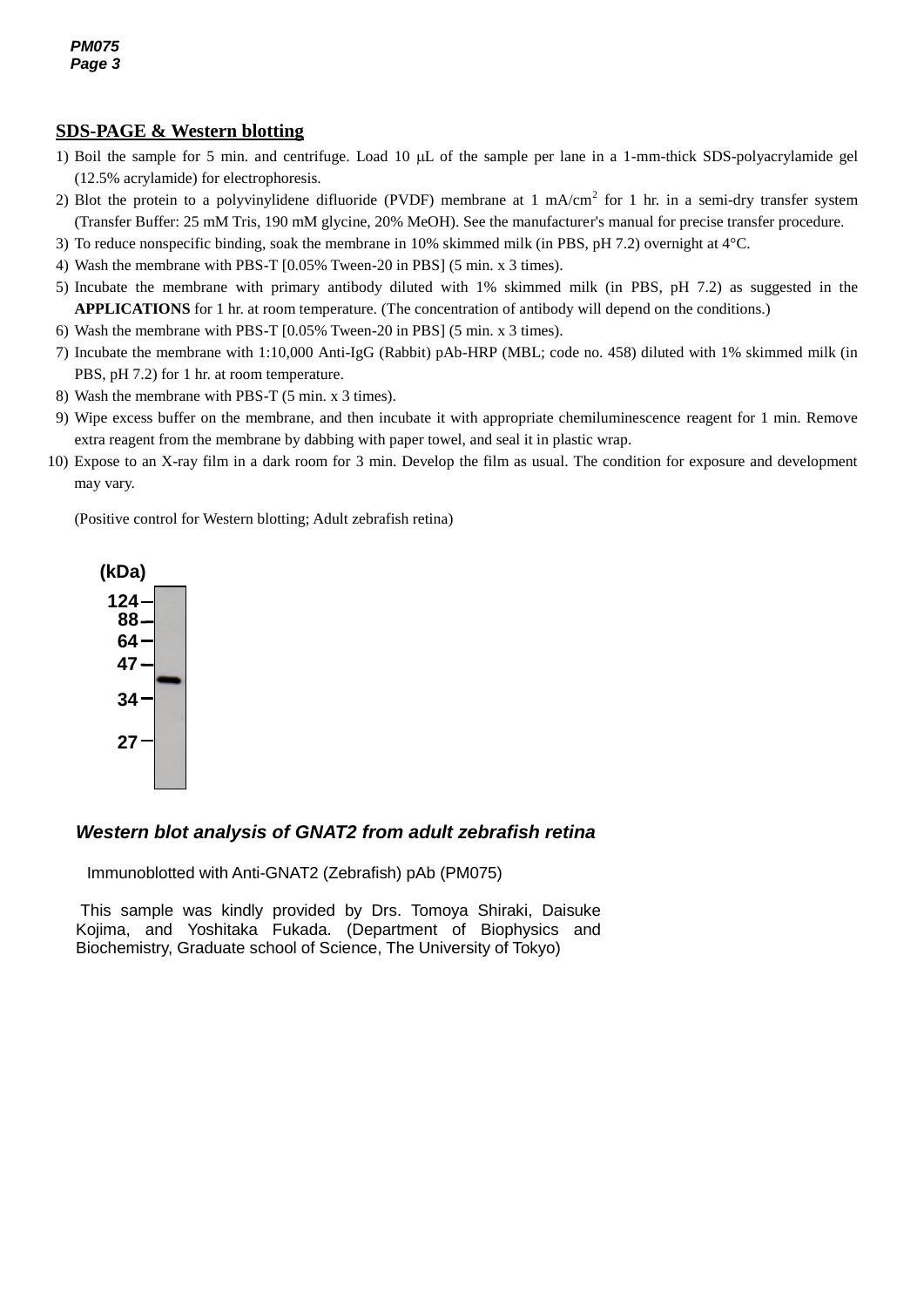## SDS-PAGE & Western blotting

1) Boil the sample for 5 min. and centrifuge. Load 10 μL of the sample per lane in a 1-mm-thick SDS-polyacrylamide gel (12.5% acrylamide) for electrophoresis.
2) Blot the protein to a polyvinylidene difluoride (PVDF) membrane at 1 mA/cm$^2$ for 1 hr. in a semi-dry transfer system (Transfer Buffer: 25 mM Tris, 190 mM glycine, 20% MeOH). See the manufacturer's manual for precise transfer procedure.
3) To reduce nonspecific binding, soak the membrane in 10% skimmed milk (in PBS, pH 7.2) overnight at 4°C.
4) Wash the membrane with PBS-T [0.05% Tween-20 in PBS] (5 min. x 3 times).
5) Incubate the membrane with primary antibody diluted with 1% skimmed milk (in PBS, pH 7.2) as suggested in the **APPLICATIONS** for 1 hr. at room temperature. (The concentration of antibody will depend on the conditions.)
6) Wash the membrane with PBS-T [0.05% Tween-20 in PBS] (5 min. x 3 times).
7) Incubate the membrane with 1:10,000 Anti-IgG (Rabbit) pAb-HRP (MBL; code no. 458) diluted with 1% skimmed milk (in PBS, pH 7.2) for 1 hr. at room temperature.
8) Wash the membrane with PBS-T (5 min. x 3 times).
9) Wipe excess buffer on the membrane, and then incubate it with appropriate chemiluminescence reagent for 1 min. Remove extra reagent from the membrane by dabbing with paper towel, and seal it in plastic wrap.
10) Expose to an X-ray film in a dark room for 3 min. Develop the film as usual. The condition for exposure and development may vary.

(Positive control for Western blotting; Adult zebrafish retina)

(kDa)
124
88
64
47
34
27

***Western blot analysis of GNAT2 from adult zebrafish retina***

Immunoblotted with Anti-GNAT2 (Zebrafish) pAb (PM075)

This sample was kindly provided by Drs. Tomoya Shiraki, Daisuke Kojima, and Yoshitaka Fukada. (Department of Biophysics and Biochemistry, Graduate school of Science, The University of Tokyo)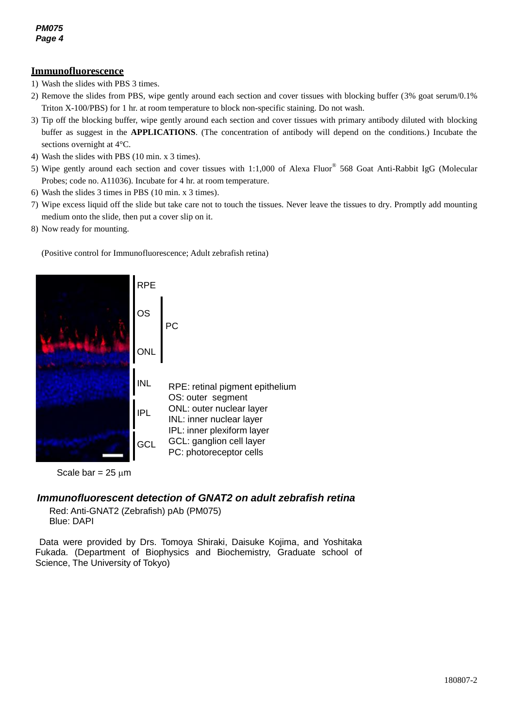## Immunofluorescence

1) Wash the slides with PBS 3 times.
2) Remove the slides from PBS, wipe gently around each section and cover tissues with blocking buffer (3% goat serum/0.1% Triton X-100/PBS) for 1 hr. at room temperature to block non-specific staining. Do not wash.
3) Tip off the blocking buffer, wipe gently around each section and cover tissues with primary antibody diluted with blocking buffer as suggest in the **APPLICATIONS**. (The concentration of antibody will depend on the conditions.) Incubate the sections overnight at 4°C.
4) Wash the slides with PBS (10 min. x 3 times).
5) Wipe gently around each section and cover tissues with 1:1,000 of Alexa Fluor® 568 Goat Anti-Rabbit IgG (Molecular Probes; code no. A11036). Incubate for 4 hr. at room temperature.
6) Wash the slides 3 times in PBS (10 min. x 3 times).
7) Wipe excess liquid off the slide but take care not to touch the tissues. Never leave the tissues to dry. Promptly add mounting medium onto the slide, then put a cover slip on it.
8) Now ready for mounting.

(Positive control for Immunofluorescence; Adult zebrafish retina)

RPE
OS
ONL
PC
INL
IPL
GCL

RPE: retinal pigment epithelium
OS: outer segment
ONL: outer nuclear layer
INL: inner nuclear layer
IPL: inner plexiform layer
GCL: ganglion cell layer
PC: photoreceptor cells

Scale bar = 25 μm

***Immunofluorescent detection of GNAT2 on adult zebrafish retina***

Red: Anti-GNAT2 (Zebrafish) pAb (PM075)
Blue: DAPI

Data were provided by Drs. Tomoya Shiraki, Daisuke Kojima, and Yoshitaka Fukada. (Department of Biophysics and Biochemistry, Graduate school of Science, The University of Tokyo)

180807-2